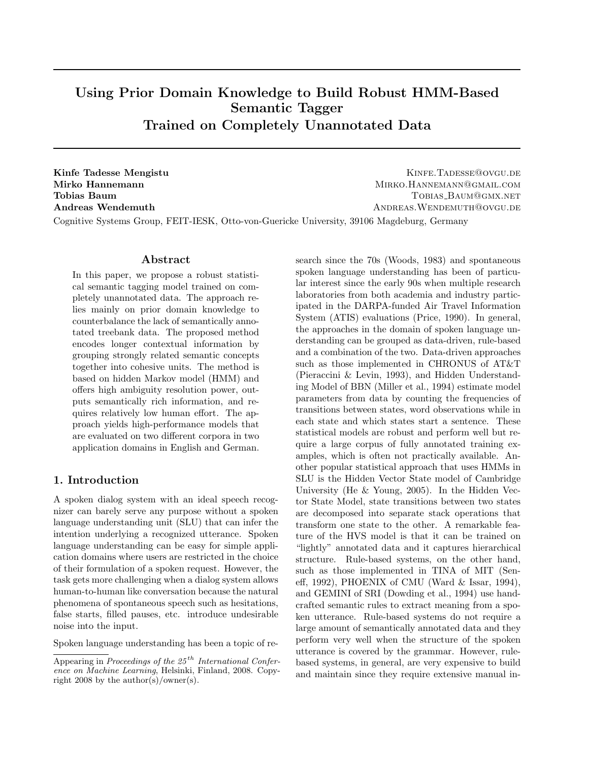# Using Prior Domain Knowledge to Build Robust HMM-Based Semantic Tagger Trained on Completely Unannotated Data

**Kinfe Tadesse Mengistu** KINFE.TADESSE@OVGU.DE
**Mirko Hannemann** MIRKO.HANNEMANN@GMAIL.COM
**Tobias Baum** TOBIAS_BAUM@GMX.NET
**Andreas Wendemuth** ANDREAS.WENDEMUTH@OVGU.DE

Cognitive Systems Group, FEIT-IESK, Otto-von-Guericke University, 39106 Magdeburg, Germany

## Abstract

In this paper, we propose a robust statistical semantic tagging model trained on completely unannotated data. The approach relies mainly on prior domain knowledge to counterbalance the lack of semantically annotated treebank data. The proposed method encodes longer contextual information by grouping strongly related semantic concepts together into cohesive units. The method is based on hidden Markov model (HMM) and offers high ambiguity resolution power, outputs semantically rich information, and requires relatively low human effort. The approach yields high-performance models that are evaluated on two different corpora in two application domains in English and German.

## 1. Introduction

A spoken dialog system with an ideal speech recognizer can barely serve any purpose without a spoken language understanding unit (SLU) that can infer the intention underlying a recognized utterance. Spoken language understanding can be easy for simple application domains where users are restricted in the choice of their formulation of a spoken request. However, the task gets more challenging when a dialog system allows human-to-human like conversation because the natural phenomena of spontaneous speech such as hesitations, false starts, filled pauses, etc. introduce undesirable noise into the input.

Spoken language understanding has been a topic of research since the 70s (Woods, 1983) and spontaneous spoken language understanding has been of particular interest since the early 90s when multiple research laboratories from both academia and industry participated in the DARPA-funded Air Travel Information System (ATIS) evaluations (Price, 1990). In general, the approaches in the domain of spoken language understanding can be grouped as data-driven, rule-based and a combination of the two. Data-driven approaches such as those implemented in CHRONUS of AT&T (Pieraccini & Levin, 1993), and Hidden Understanding Model of BBN (Miller et al., 1994) estimate model parameters from data by counting the frequencies of transitions between states, word observations while in each state and which states start a sentence. These statistical models are robust and perform well but require a large corpus of fully annotated training examples, which is often not practically available. Another popular statistical approach that uses HMMs in SLU is the Hidden Vector State model of Cambridge University (He & Young, 2005). In the Hidden Vector State Model, state transitions between two states are decomposed into separate stack operations that transform one state to the other. A remarkable feature of the HVS model is that it can be trained on "lightly" annotated data and it captures hierarchical structure. Rule-based systems, on the other hand, such as those implemented in TINA of MIT (Seneff, 1992), PHOENIX of CMU (Ward & Issar, 1994), and GEMINI of SRI (Dowding et al., 1994) use handcrafted semantic rules to extract meaning from a spoken utterance. Rule-based systems do not require a large amount of semantically annotated data and they perform very well when the structure of the spoken utterance is covered by the grammar. However, rule-based systems, in general, are very expensive to build and maintain since they require extensive manual in-

Appearing in *Proceedings of the 25th International Conference on Machine Learning*, Helsinki, Finland, 2008. Copyright 2008 by the author(s)/owner(s).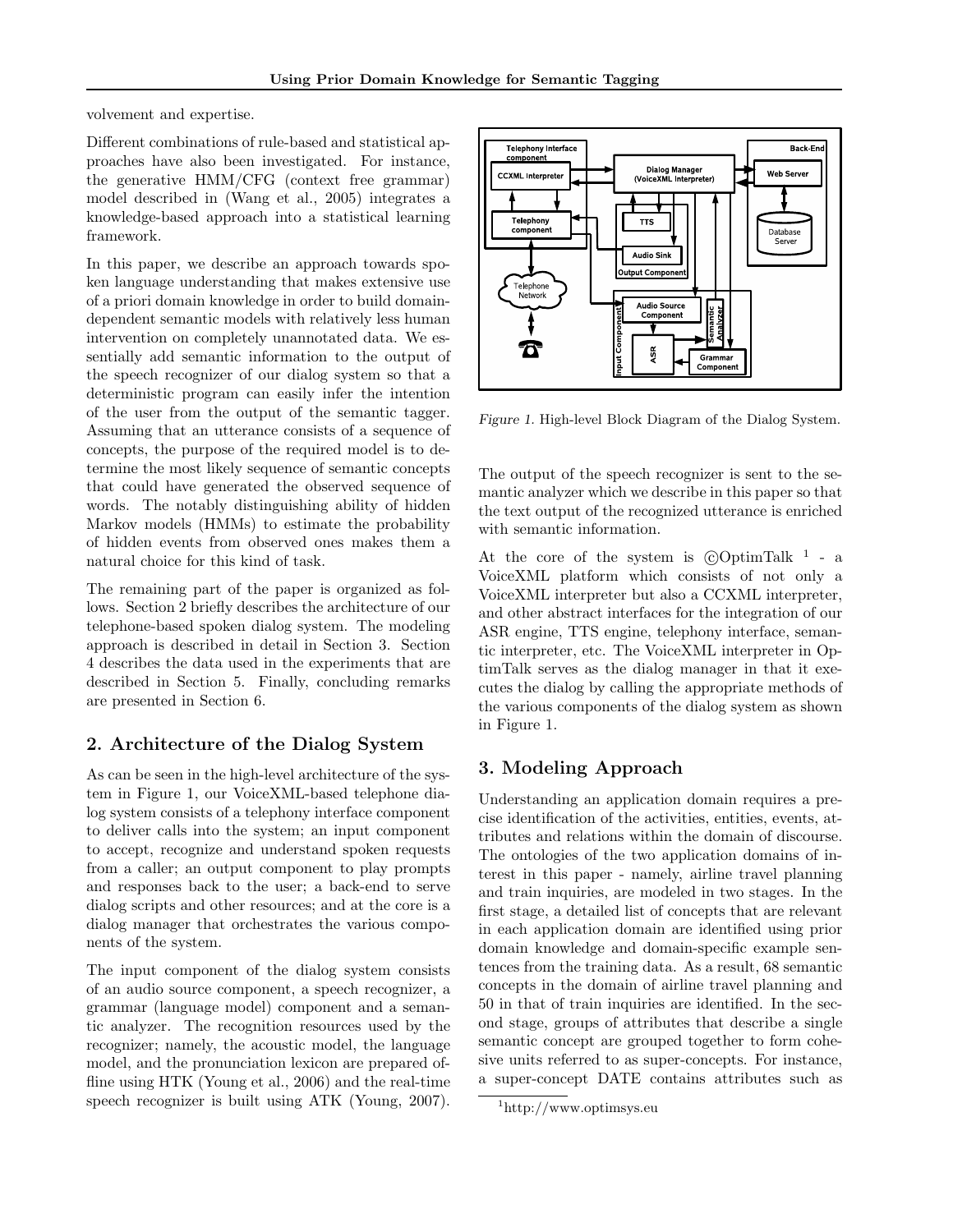volvement and expertise.

Different combinations of rule-based and statistical approaches have also been investigated. For instance, the generative HMM/CFG (context free grammar) model described in (Wang et al., 2005) integrates a knowledge-based approach into a statistical learning framework.

In this paper, we describe an approach towards spoken language understanding that makes extensive use of a priori domain knowledge in order to build domain-dependent semantic models with relatively less human intervention on completely unannotated data. We essentially add semantic information to the output of the speech recognizer of our dialog system so that a deterministic program can easily infer the intention of the user from the output of the semantic tagger. Assuming that an utterance consists of a sequence of concepts, the purpose of the required model is to determine the most likely sequence of semantic concepts that could have generated the observed sequence of words. The notably distinguishing ability of hidden Markov models (HMMs) to estimate the probability of hidden events from observed ones makes them a natural choice for this kind of task.

The remaining part of the paper is organized as follows. Section 2 briefly describes the architecture of our telephone-based spoken dialog system. The modeling approach is described in detail in Section 3. Section 4 describes the data used in the experiments that are described in Section 5. Finally, concluding remarks are presented in Section 6.

## 2. Architecture of the Dialog System

As can be seen in the high-level architecture of the system in Figure 1, our VoiceXML-based telephone dialog system consists of a telephony interface component to deliver calls into the system; an input component to accept, recognize and understand spoken requests from a caller; an output component to play prompts and responses back to the user; a back-end to serve dialog scripts and other resources; and at the core is a dialog manager that orchestrates the various components of the system.

The input component of the dialog system consists of an audio source component, a speech recognizer, a grammar (language model) component and a semantic analyzer. The recognition resources used by the recognizer; namely, the acoustic model, the language model, and the pronunciation lexicon are prepared offline using HTK (Young et al., 2006) and the real-time speech recognizer is built using ATK (Young, 2007).

*Figure 1.* High-level Block Diagram of the Dialog System.

The output of the speech recognizer is sent to the semantic analyzer which we describe in this paper so that the text output of the recognized utterance is enriched with semantic information.

At the core of the system is ©OptimTalk [1] - a VoiceXML platform which consists of not only a VoiceXML interpreter but also a CCXML interpreter, and other abstract interfaces for the integration of our ASR engine, TTS engine, telephony interface, semantic interpreter, etc. The VoiceXML interpreter in OptimTalk serves as the dialog manager in that it executes the dialog by calling the appropriate methods of the various components of the dialog system as shown in Figure 1.

## 3. Modeling Approach

Understanding an application domain requires a precise identification of the activities, entities, events, attributes and relations within the domain of discourse. The ontologies of the two application domains of interest in this paper - namely, airline travel planning and train inquiries, are modeled in two stages. In the first stage, a detailed list of concepts that are relevant in each application domain are identified using prior domain knowledge and domain-specific example sentences from the training data. As a result, 68 semantic concepts in the domain of airline travel planning and 50 in that of train inquiries are identified. In the second stage, groups of attributes that describe a single semantic concept are grouped together to form cohesive units referred to as super-concepts. For instance, a super-concept DATE contains attributes such as

[1] http://www.optimsys.eu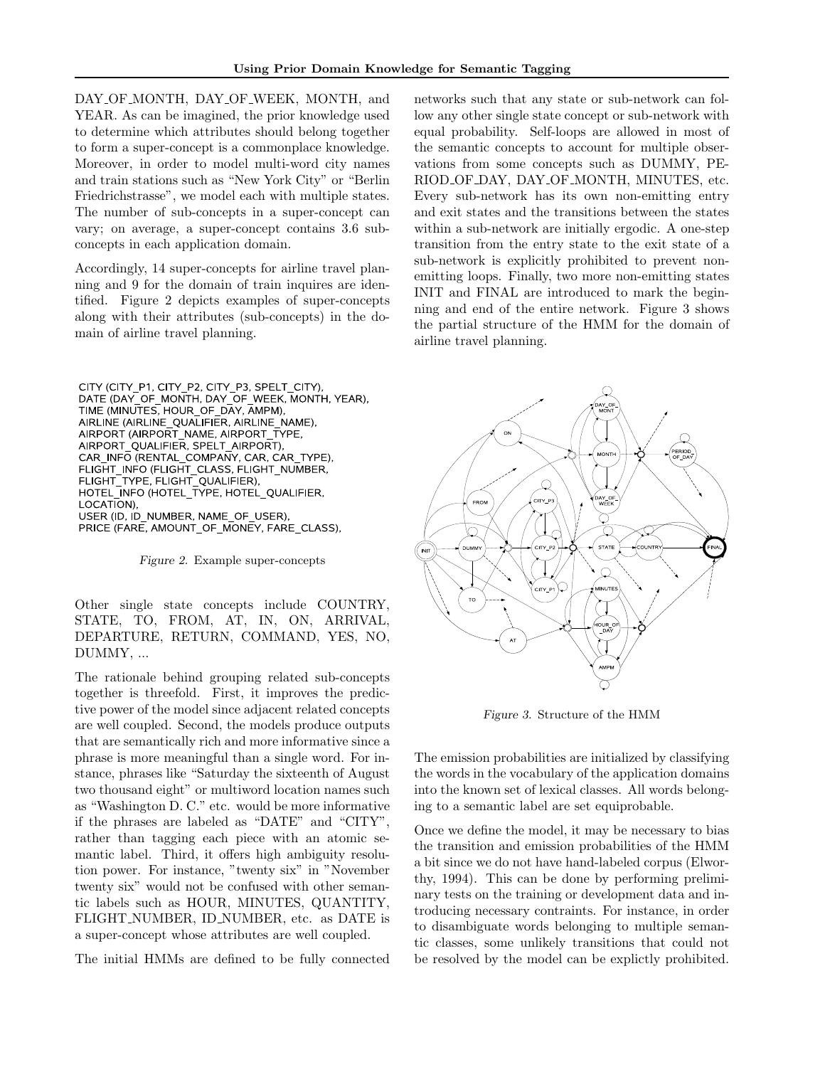DAY_OF_MONTH, DAY_OF_WEEK, MONTH, and YEAR. As can be imagined, the prior knowledge used to determine which attributes should belong together to form a super-concept is a commonplace knowledge. Moreover, in order to model multi-word city names and train stations such as "New York City" or "Berlin Friedrichstrasse", we model each with multiple states. The number of sub-concepts in a super-concept can vary; on average, a super-concept contains 3.6 sub-concepts in each application domain.

Accordingly, 14 super-concepts for airline travel planning and 9 for the domain of train inquires are identified. Figure 2 depicts examples of super-concepts along with their attributes (sub-concepts) in the domain of airline travel planning.

CITY (CITY_P1, CITY_P2, CITY_P3, SPELT_CITY),
DATE (DAY_OF_MONTH, DAY_OF_WEEK, MONTH, YEAR),
TIME (MINUTES, HOUR_OF_DAY, AMPM),
AIRLINE (AIRLINE_QUALIFIER, AIRLINE_NAME),
AIRPORT (AIRPORT_NAME, AIRPORT_TYPE, AIRPORT_QUALIFIER, SPELT_AIRPORT),
CAR_INFO (RENTAL_COMPANY, CAR, CAR_TYPE),
FLIGHT_INFO (FLIGHT_CLASS, FLIGHT_NUMBER, FLIGHT_TYPE, FLIGHT_QUALIFIER),
HOTEL_INFO (HOTEL_TYPE, HOTEL_QUALIFIER, LOCATION),
USER (ID, ID_NUMBER, NAME_OF_USER),
PRICE (FARE, AMOUNT_OF_MONEY, FARE_CLASS),

*Figure 2.* Example super-concepts

Other single state concepts include COUNTRY, STATE, TO, FROM, AT, IN, ON, ARRIVAL, DEPARTURE, RETURN, COMMAND, YES, NO, DUMMY, ...

The rationale behind grouping related sub-concepts together is threefold. First, it improves the predictive power of the model since adjacent related concepts are well coupled. Second, the models produce outputs that are semantically rich and more informative since a phrase is more meaningful than a single word. For instance, phrases like "Saturday the sixteenth of August two thousand eight" or multiword location names such as "Washington D. C." etc. would be more informative if the phrases are labeled as "DATE" and "CITY", rather than tagging each piece with an atomic semantic label. Third, it offers high ambiguity resolution power. For instance, "twenty six" in "November twenty six" would not be confused with other semantic labels such as HOUR, MINUTES, QUANTITY, FLIGHT_NUMBER, ID_NUMBER, etc. as DATE is a super-concept whose attributes are well coupled.

The initial HMMs are defined to be fully connected networks such that any state or sub-network can follow any other single state concept or sub-network with equal probability. Self-loops are allowed in most of the semantic concepts to account for multiple observations from some concepts such as DUMMY, PERIOD_OF_DAY, DAY_OF_MONTH, MINUTES, etc. Every sub-network has its own non-emitting entry and exit states and the transitions between the states within a sub-network are initially ergodic. A one-step transition from the entry state to the exit state of a sub-network is explicitly prohibited to prevent non-emitting loops. Finally, two more non-emitting states INIT and FINAL are introduced to mark the beginning and end of the entire network. Figure 3 shows the partial structure of the HMM for the domain of airline travel planning.

*Figure 3.* Structure of the HMM

The emission probabilities are initialized by classifying the words in the vocabulary of the application domains into the known set of lexical classes. All words belonging to a semantic label are set equiprobable.

Once we define the model, it may be necessary to bias the transition and emission probabilities of the HMM a bit since we do not have hand-labeled corpus (Elworthy, 1994). This can be done by performing preliminary tests on the training or development data and introducing necessary contraints. For instance, in order to disambiguate words belonging to multiple semantic classes, some unlikely transitions that could not be resolved by the model can be explictly prohibited.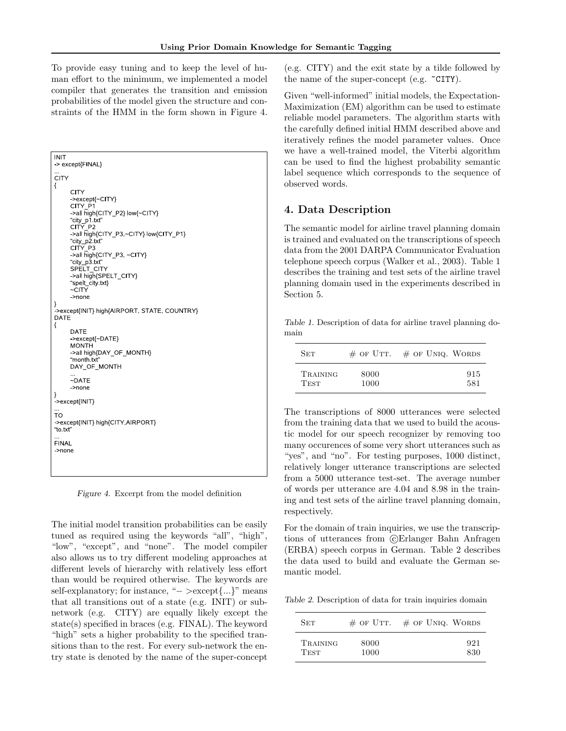To provide easy tuning and to keep the level of human effort to the minimum, we implemented a model compiler that generates the transition and emission probabilities of the model given the structure and constraints of the HMM in the form shown in Figure 4.

```
INIT
-> except{FINAL}
...
CITY
{
      CITY
      ->except{~CITY}
      CITY_P1
      ->all high{CITY_P2} low{~CITY}
      "city_p1.txt"
      CITY_P2
      ->all high{CITY_P3,~CITY} low{CITY_P1}
      "city_p2.txt"
      CITY_P3
      ->all high{CITY_P3, ~CITY}
      "city_p3.txt"
      SPELT_CITY
      ->all high{SPELT_CITY}
      "spelt_city.txt}
      ~CITY
      ->none
}
->except{INIT} high{AIRPORT, STATE, COUNTRY}
DATE
{
      DATE
      ->except{~DATE}
      MONTH
      ->all high{DAY_OF_MONTH}
      "month.txt"
      DAY_OF_MONTH
      ...
      ~DATE
      ->none
}
->except{INIT}
...
TO
->except{INIT} high{CITY,AIRPORT}
"to.txt"
...
FINAL
->none
```

*Figure 4.* Excerpt from the model definition

The initial model transition probabilities can be easily tuned as required using the keywords "all", "high", "low", "except", and "none". The model compiler also allows us to try different modeling approaches at different levels of hierarchy with relatively less effort than would be required otherwise. The keywords are self-explanatory; for instance, "− >except{...}" means that all transitions out of a state (e.g. INIT) or subnetwork (e.g. CITY) are equally likely except the state(s) specified in braces (e.g. FINAL). The keyword "high" sets a higher probability to the specified transitions than to the rest. For every sub-network the entry state is denoted by the name of the super-concept (e.g. CITY) and the exit state by a tilde followed by the name of the super-concept (e.g. `~CITY`).

Given "well-informed" initial models, the Expectation-Maximization (EM) algorithm can be used to estimate reliable model parameters. The algorithm starts with the carefully defined initial HMM described above and iteratively refines the model parameter values. Once we have a well-trained model, the Viterbi algorithm can be used to find the highest probability semantic label sequence which corresponds to the sequence of observed words.

## 4. Data Description

The semantic model for airline travel planning domain is trained and evaluated on the transcriptions of speech data from the 2001 DARPA Communicator Evaluation telephone speech corpus (Walker et al., 2003). Table 1 describes the training and test sets of the airline travel planning domain used in the experiments described in Section 5.

*Table 1.* Description of data for airline travel planning domain

| Set | # of Utt. | # of Uniq. Words |
|---|---|---|
| Training | 8000 | 915 |
| Test | 1000 | 581 |

The transcriptions of 8000 utterances were selected from the training data that we used to build the acoustic model for our speech recognizer by removing too many occurences of some very short utterances such as "yes", and "no". For testing purposes, 1000 distinct, relatively longer utterance transcriptions are selected from a 5000 utterance test-set. The average number of words per utterance are 4.04 and 8.98 in the training and test sets of the airline travel planning domain, respectively.

For the domain of train inquiries, we use the transcriptions of utterances from ©Erlanger Bahn Anfragen (ERBA) speech corpus in German. Table 2 describes the data used to build and evaluate the German semantic model.

*Table 2.* Description of data for train inquiries domain

| Set | # of Utt. | # of Uniq. Words |
|---|---|---|
| Training | 8000 | 921 |
| Test | 1000 | 830 |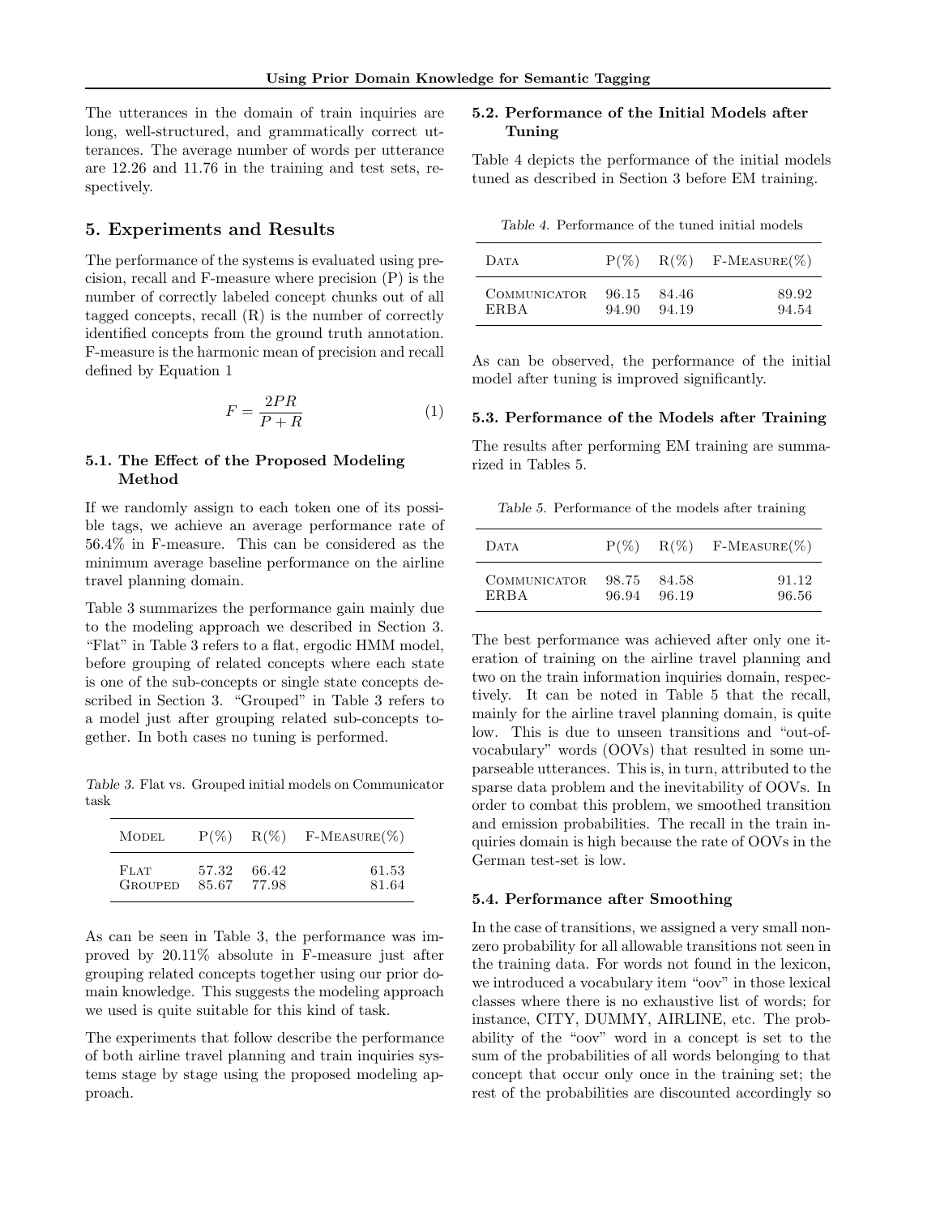The utterances in the domain of train inquiries are long, well-structured, and grammatically correct utterances. The average number of words per utterance are 12.26 and 11.76 in the training and test sets, respectively.

## 5. Experiments and Results

The performance of the systems is evaluated using precision, recall and F-measure where precision (P) is the number of correctly labeled concept chunks out of all tagged concepts, recall (R) is the number of correctly identified concepts from the ground truth annotation. F-measure is the harmonic mean of precision and recall defined by Equation 1

$$F = \frac{2PR}{P + R} \tag{1}$$

### 5.1. The Effect of the Proposed Modeling Method

If we randomly assign to each token one of its possible tags, we achieve an average performance rate of 56.4% in F-measure. This can be considered as the minimum average baseline performance on the airline travel planning domain.

Table 3 summarizes the performance gain mainly due to the modeling approach we described in Section 3. "Flat" in Table 3 refers to a flat, ergodic HMM model, before grouping of related concepts where each state is one of the sub-concepts or single state concepts described in Section 3. "Grouped" in Table 3 refers to a model just after grouping related sub-concepts together. In both cases no tuning is performed.

*Table 3.* Flat vs. Grouped initial models on Communicator task

| Model | P(%) | R(%) | F-Measure(%) |
|---|---|---|---|
| Flat | 57.32 | 66.42 | 61.53 |
| Grouped | 85.67 | 77.98 | 81.64 |

As can be seen in Table 3, the performance was improved by 20.11% absolute in F-measure just after grouping related concepts together using our prior domain knowledge. This suggests the modeling approach we used is quite suitable for this kind of task.

The experiments that follow describe the performance of both airline travel planning and train inquiries systems stage by stage using the proposed modeling approach.

### 5.2. Performance of the Initial Models after Tuning

Table 4 depicts the performance of the initial models tuned as described in Section 3 before EM training.

*Table 4.* Performance of the tuned initial models

| Data | P(%) | R(%) | F-Measure(%) |
|---|---|---|---|
| Communicator | 96.15 | 84.46 | 89.92 |
| ERBA | 94.90 | 94.19 | 94.54 |

As can be observed, the performance of the initial model after tuning is improved significantly.

### 5.3. Performance of the Models after Training

The results after performing EM training are summarized in Tables 5.

*Table 5.* Performance of the models after training

| Data | P(%) | R(%) | F-Measure(%) |
|---|---|---|---|
| Communicator | 98.75 | 84.58 | 91.12 |
| ERBA | 96.94 | 96.19 | 96.56 |

The best performance was achieved after only one iteration of training on the airline travel planning and two on the train information inquiries domain, respectively. It can be noted in Table 5 that the recall, mainly for the airline travel planning domain, is quite low. This is due to unseen transitions and "out-of-vocabulary" words (OOVs) that resulted in some unparseable utterances. This is, in turn, attributed to the sparse data problem and the inevitability of OOVs. In order to combat this problem, we smoothed transition and emission probabilities. The recall in the train inquiries domain is high because the rate of OOVs in the German test-set is low.

### 5.4. Performance after Smoothing

In the case of transitions, we assigned a very small nonzero probability for all allowable transitions not seen in the training data. For words not found in the lexicon, we introduced a vocabulary item "oov" in those lexical classes where there is no exhaustive list of words; for instance, CITY, DUMMY, AIRLINE, etc. The probability of the "oov" word in a concept is set to the sum of the probabilities of all words belonging to that concept that occur only once in the training set; the rest of the probabilities are discounted accordingly so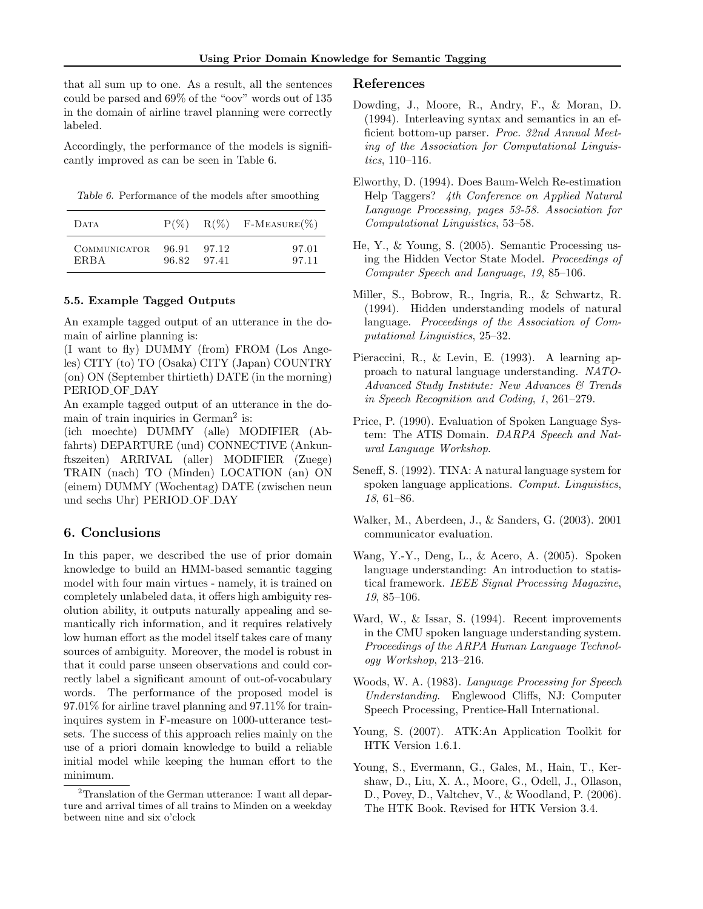that all sum up to one. As a result, all the sentences could be parsed and 69% of the "oov" words out of 135 in the domain of airline travel planning were correctly labeled.

Accordingly, the performance of the models is significantly improved as can be seen in Table 6.

*Table 6.* Performance of the models after smoothing

| DATA | P(%) | R(%) | F-MEASURE(%) |
|---|---|---|---|
| COMMUNICATOR | 96.91 | 97.12 | 97.01 |
| ERBA | 96.82 | 97.41 | 97.11 |

### 5.5. Example Tagged Outputs

An example tagged output of an utterance in the domain of airline planning is:
(I want to fly) DUMMY (from) FROM (Los Angeles) CITY (to) TO (Osaka) CITY (Japan) COUNTRY (on) ON (September thirtieth) DATE (in the morning) PERIOD_OF_DAY
An example tagged output of an utterance in the domain of train inquiries in German[2] is:
(ich moechte) DUMMY (alle) MODIFIER (Abfahrts) DEPARTURE (und) CONNECTIVE (Ankunftszeiten) ARRIVAL (aller) MODIFIER (Zuege) TRAIN (nach) TO (Minden) LOCATION (an) ON (einem) DUMMY (Wochentag) DATE (zwischen neun und sechs Uhr) PERIOD_OF_DAY

## 6. Conclusions

In this paper, we described the use of prior domain knowledge to build an HMM-based semantic tagging model with four main virtues - namely, it is trained on completely unlabeled data, it offers high ambiguity resolution ability, it outputs naturally appealing and semantically rich information, and it requires relatively low human effort as the model itself takes care of many sources of ambiguity. Moreover, the model is robust in that it could parse unseen observations and could correctly label a significant amount of out-of-vocabulary words. The performance of the proposed model is 97.01% for airline travel planning and 97.11% for train-inquires system in F-measure on 1000-utterance testsets. The success of this approach relies mainly on the use of a priori domain knowledge to build a reliable initial model while keeping the human effort to the minimum.

[2]Translation of the German utterance: I want all departure and arrival times of all trains to Minden on a weekday between nine and six o'clock

## References

Dowding, J., Moore, R., Andry, F., & Moran, D. (1994). Interleaving syntax and semantics in an efficient bottom-up parser. *Proc. 32nd Annual Meeting of the Association for Computational Linguistics*, 110–116.

Elworthy, D. (1994). Does Baum-Welch Re-estimation Help Taggers? *4th Conference on Applied Natural Language Processing, pages 53-58. Association for Computational Linguistics*, 53–58.

He, Y., & Young, S. (2005). Semantic Processing using the Hidden Vector State Model. *Proceedings of Computer Speech and Language*, *19*, 85–106.

Miller, S., Bobrow, R., Ingria, R., & Schwartz, R. (1994). Hidden understanding models of natural language. *Proceedings of the Association of Computational Linguistics*, 25–32.

Pieraccini, R., & Levin, E. (1993). A learning approach to natural language understanding. *NATO-Advanced Study Institute: New Advances & Trends in Speech Recognition and Coding*, *1*, 261–279.

Price, P. (1990). Evaluation of Spoken Language System: The ATIS Domain. *DARPA Speech and Natural Language Workshop*.

Seneff, S. (1992). TINA: A natural language system for spoken language applications. *Comput. Linguistics*, *18*, 61–86.

Walker, M., Aberdeen, J., & Sanders, G. (2003). 2001 communicator evaluation.

Wang, Y.-Y., Deng, L., & Acero, A. (2005). Spoken language understanding: An introduction to statistical framework. *IEEE Signal Processing Magazine*, *19*, 85–106.

Ward, W., & Issar, S. (1994). Recent improvements in the CMU spoken language understanding system. *Proceedings of the ARPA Human Language Technology Workshop*, 213–216.

Woods, W. A. (1983). *Language Processing for Speech Understanding*. Englewood Cliffs, NJ: Computer Speech Processing, Prentice-Hall International.

Young, S. (2007). ATK:An Application Toolkit for HTK Version 1.6.1.

Young, S., Evermann, G., Gales, M., Hain, T., Kershaw, D., Liu, X. A., Moore, G., Odell, J., Ollason, D., Povey, D., Valtchev, V., & Woodland, P. (2006). The HTK Book. Revised for HTK Version 3.4.